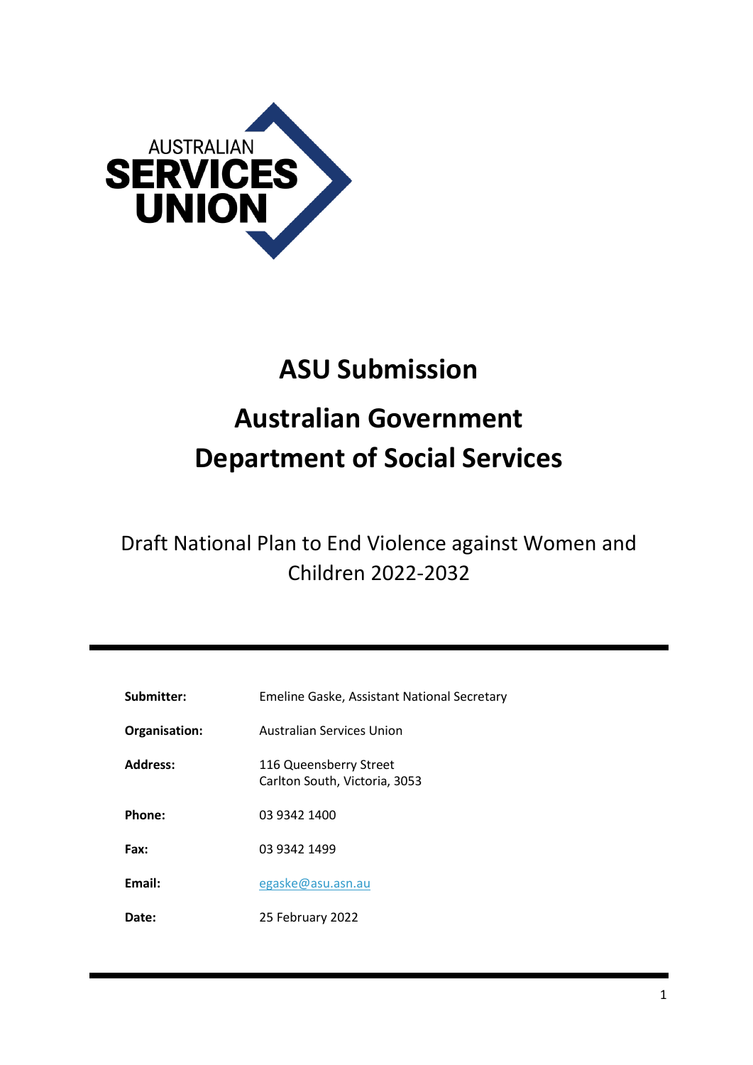# ASU Submission

# Australian Government Department of Social Services

Draft National Plan to End Violence against Women and Children 2022-2032

| | |
|---|---|
| **Submitter:** | Emeline Gaske, Assistant National Secretary |
| **Organisation:** | Australian Services Union |
| **Address:** | 116 Queensberry Street<br>Carlton South, Victoria, 3053 |
| **Phone:** | 03 9342 1400 |
| **Fax:** | 03 9342 1499 |
| **Email:** | egaske@asu.asn.au |
| **Date:** | 25 February 2022 |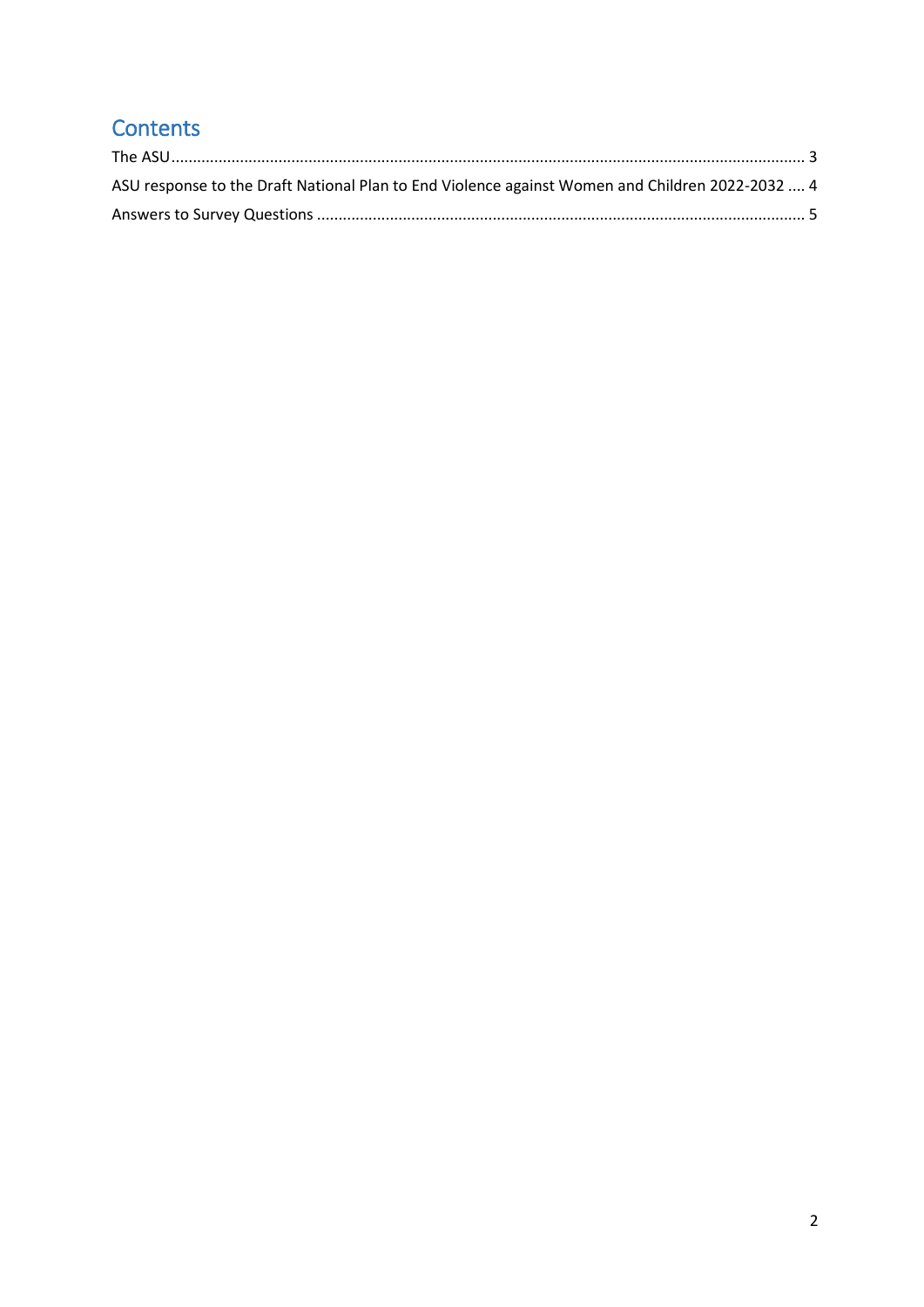# Contents

The ASU ... 3

ASU response to the Draft National Plan to End Violence against Women and Children 2022-2032 .... 4

Answers to Survey Questions ... 5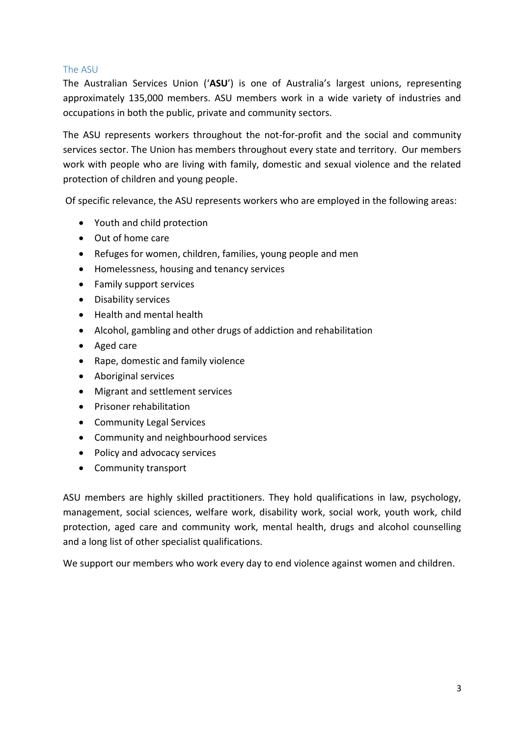## The ASU

The Australian Services Union ('**ASU**') is one of Australia's largest unions, representing approximately 135,000 members. ASU members work in a wide variety of industries and occupations in both the public, private and community sectors.

The ASU represents workers throughout the not-for-profit and the social and community services sector. The Union has members throughout every state and territory. Our members work with people who are living with family, domestic and sexual violence and the related protection of children and young people.

Of specific relevance, the ASU represents workers who are employed in the following areas:

- Youth and child protection
- Out of home care
- Refuges for women, children, families, young people and men
- Homelessness, housing and tenancy services
- Family support services
- Disability services
- Health and mental health
- Alcohol, gambling and other drugs of addiction and rehabilitation
- Aged care
- Rape, domestic and family violence
- Aboriginal services
- Migrant and settlement services
- Prisoner rehabilitation
- Community Legal Services
- Community and neighbourhood services
- Policy and advocacy services
- Community transport

ASU members are highly skilled practitioners. They hold qualifications in law, psychology, management, social sciences, welfare work, disability work, social work, youth work, child protection, aged care and community work, mental health, drugs and alcohol counselling and a long list of other specialist qualifications.

We support our members who work every day to end violence against women and children.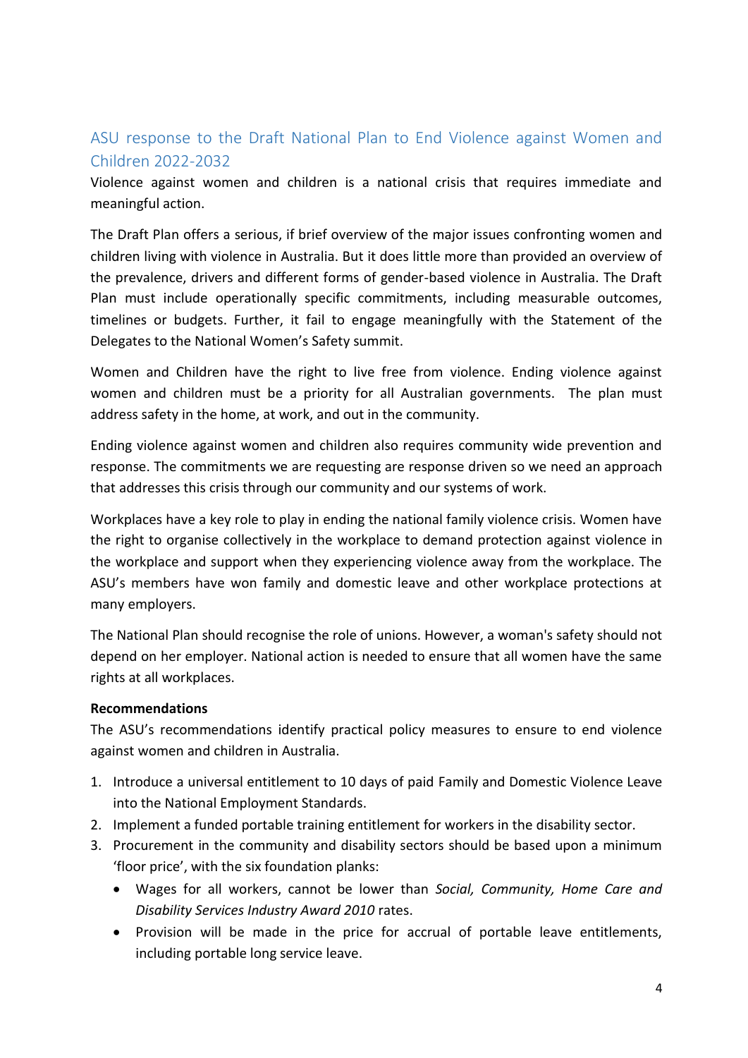## ASU response to the Draft National Plan to End Violence against Women and Children 2022-2032

Violence against women and children is a national crisis that requires immediate and meaningful action.

The Draft Plan offers a serious, if brief overview of the major issues confronting women and children living with violence in Australia. But it does little more than provided an overview of the prevalence, drivers and different forms of gender-based violence in Australia. The Draft Plan must include operationally specific commitments, including measurable outcomes, timelines or budgets. Further, it fail to engage meaningfully with the Statement of the Delegates to the National Women's Safety summit.

Women and Children have the right to live free from violence. Ending violence against women and children must be a priority for all Australian governments. The plan must address safety in the home, at work, and out in the community.

Ending violence against women and children also requires community wide prevention and response. The commitments we are requesting are response driven so we need an approach that addresses this crisis through our community and our systems of work.

Workplaces have a key role to play in ending the national family violence crisis. Women have the right to organise collectively in the workplace to demand protection against violence in the workplace and support when they experiencing violence away from the workplace. The ASU's members have won family and domestic leave and other workplace protections at many employers.

The National Plan should recognise the role of unions. However, a woman's safety should not depend on her employer. National action is needed to ensure that all women have the same rights at all workplaces.

**Recommendations**

The ASU's recommendations identify practical policy measures to ensure to end violence against women and children in Australia.

1. Introduce a universal entitlement to 10 days of paid Family and Domestic Violence Leave into the National Employment Standards.
2. Implement a funded portable training entitlement for workers in the disability sector.
3. Procurement in the community and disability sectors should be based upon a minimum 'floor price', with the six foundation planks:
    - Wages for all workers, cannot be lower than *Social, Community, Home Care and Disability Services Industry Award 2010* rates.
    - Provision will be made in the price for accrual of portable leave entitlements, including portable long service leave.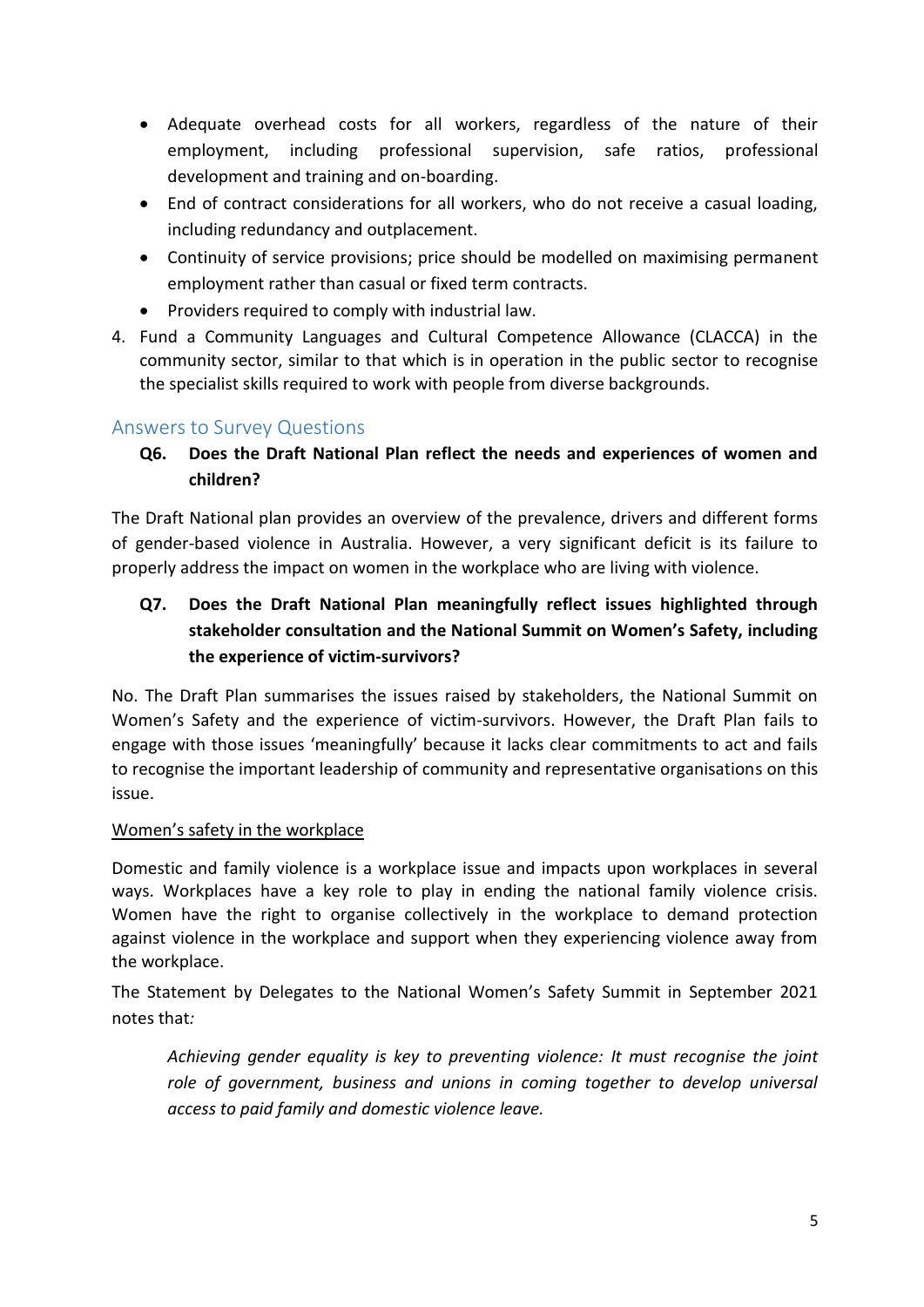- Adequate overhead costs for all workers, regardless of the nature of their employment, including professional supervision, safe ratios, professional development and training and on-boarding.
- End of contract considerations for all workers, who do not receive a casual loading, including redundancy and outplacement.
- Continuity of service provisions; price should be modelled on maximising permanent employment rather than casual or fixed term contracts.
- Providers required to comply with industrial law.

4. Fund a Community Languages and Cultural Competence Allowance (CLACCA) in the community sector, similar to that which is in operation in the public sector to recognise the specialist skills required to work with people from diverse backgrounds.

## Answers to Survey Questions

**Q6. Does the Draft National Plan reflect the needs and experiences of women and children?**

The Draft National plan provides an overview of the prevalence, drivers and different forms of gender-based violence in Australia. However, a very significant deficit is its failure to properly address the impact on women in the workplace who are living with violence.

**Q7. Does the Draft National Plan meaningfully reflect issues highlighted through stakeholder consultation and the National Summit on Women's Safety, including the experience of victim-survivors?**

No. The Draft Plan summarises the issues raised by stakeholders, the National Summit on Women's Safety and the experience of victim-survivors. However, the Draft Plan fails to engage with those issues 'meaningfully' because it lacks clear commitments to act and fails to recognise the important leadership of community and representative organisations on this issue.

<u>Women's safety in the workplace</u>

Domestic and family violence is a workplace issue and impacts upon workplaces in several ways. Workplaces have a key role to play in ending the national family violence crisis. Women have the right to organise collectively in the workplace to demand protection against violence in the workplace and support when they experiencing violence away from the workplace.

The Statement by Delegates to the National Women's Safety Summit in September 2021 notes that*:*

> *Achieving gender equality is key to preventing violence: It must recognise the joint role of government, business and unions in coming together to develop universal access to paid family and domestic violence leave.*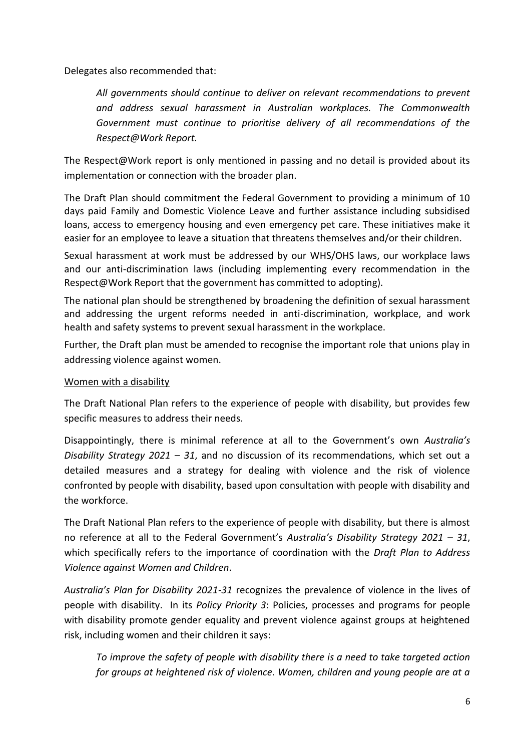Delegates also recommended that:

> *All governments should continue to deliver on relevant recommendations to prevent and address sexual harassment in Australian workplaces. The Commonwealth Government must continue to prioritise delivery of all recommendations of the Respect@Work Report.*

The Respect@Work report is only mentioned in passing and no detail is provided about its implementation or connection with the broader plan.

The Draft Plan should commitment the Federal Government to providing a minimum of 10 days paid Family and Domestic Violence Leave and further assistance including subsidised loans, access to emergency housing and even emergency pet care. These initiatives make it easier for an employee to leave a situation that threatens themselves and/or their children.

Sexual harassment at work must be addressed by our WHS/OHS laws, our workplace laws and our anti-discrimination laws (including implementing every recommendation in the Respect@Work Report that the government has committed to adopting).

The national plan should be strengthened by broadening the definition of sexual harassment and addressing the urgent reforms needed in anti-discrimination, workplace, and work health and safety systems to prevent sexual harassment in the workplace.

Further, the Draft plan must be amended to recognise the important role that unions play in addressing violence against women.

<u>Women with a disability</u>

The Draft National Plan refers to the experience of people with disability, but provides few specific measures to address their needs.

Disappointingly, there is minimal reference at all to the Government's own *Australia's Disability Strategy 2021 – 31*, and no discussion of its recommendations, which set out a detailed measures and a strategy for dealing with violence and the risk of violence confronted by people with disability, based upon consultation with people with disability and the workforce.

The Draft National Plan refers to the experience of people with disability, but there is almost no reference at all to the Federal Government's *Australia's Disability Strategy 2021 – 31*, which specifically refers to the importance of coordination with the *Draft Plan to Address Violence against Women and Children*.

*Australia's Plan for Disability 2021-31* recognizes the prevalence of violence in the lives of people with disability. In its *Policy Priority 3*: Policies, processes and programs for people with disability promote gender equality and prevent violence against groups at heightened risk, including women and their children it says:

> *To improve the safety of people with disability there is a need to take targeted action for groups at heightened risk of violence. Women, children and young people are at a*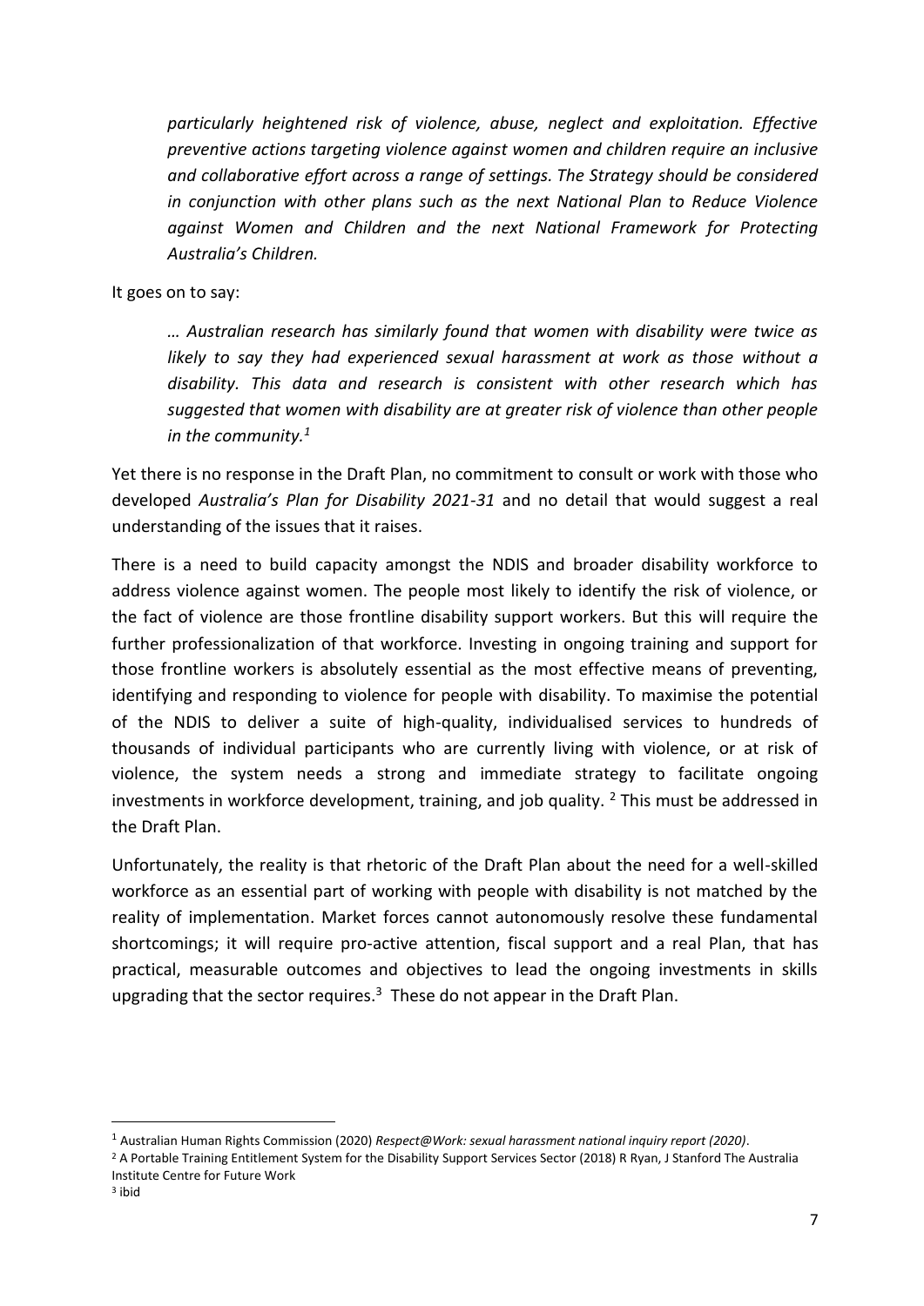*particularly heightened risk of violence, abuse, neglect and exploitation. Effective preventive actions targeting violence against women and children require an inclusive and collaborative effort across a range of settings. The Strategy should be considered in conjunction with other plans such as the next National Plan to Reduce Violence against Women and Children and the next National Framework for Protecting Australia's Children.*

It goes on to say:

> *… Australian research has similarly found that women with disability were twice as likely to say they had experienced sexual harassment at work as those without a disability. This data and research is consistent with other research which has suggested that women with disability are at greater risk of violence than other people in the community.*[1]

Yet there is no response in the Draft Plan, no commitment to consult or work with those who developed *Australia's Plan for Disability 2021-31* and no detail that would suggest a real understanding of the issues that it raises.

There is a need to build capacity amongst the NDIS and broader disability workforce to address violence against women. The people most likely to identify the risk of violence, or the fact of violence are those frontline disability support workers. But this will require the further professionalization of that workforce. Investing in ongoing training and support for those frontline workers is absolutely essential as the most effective means of preventing, identifying and responding to violence for people with disability. To maximise the potential of the NDIS to deliver a suite of high-quality, individualised services to hundreds of thousands of individual participants who are currently living with violence, or at risk of violence, the system needs a strong and immediate strategy to facilitate ongoing investments in workforce development, training, and job quality. [2] This must be addressed in the Draft Plan.

Unfortunately, the reality is that rhetoric of the Draft Plan about the need for a well-skilled workforce as an essential part of working with people with disability is not matched by the reality of implementation. Market forces cannot autonomously resolve these fundamental shortcomings; it will require pro-active attention, fiscal support and a real Plan, that has practical, measurable outcomes and objectives to lead the ongoing investments in skills upgrading that the sector requires.[3] These do not appear in the Draft Plan.

---

[1] Australian Human Rights Commission (2020) *Respect@Work: sexual harassment national inquiry report (2020)*.

[2] A Portable Training Entitlement System for the Disability Support Services Sector (2018) R Ryan, J Stanford The Australia Institute Centre for Future Work

[3] ibid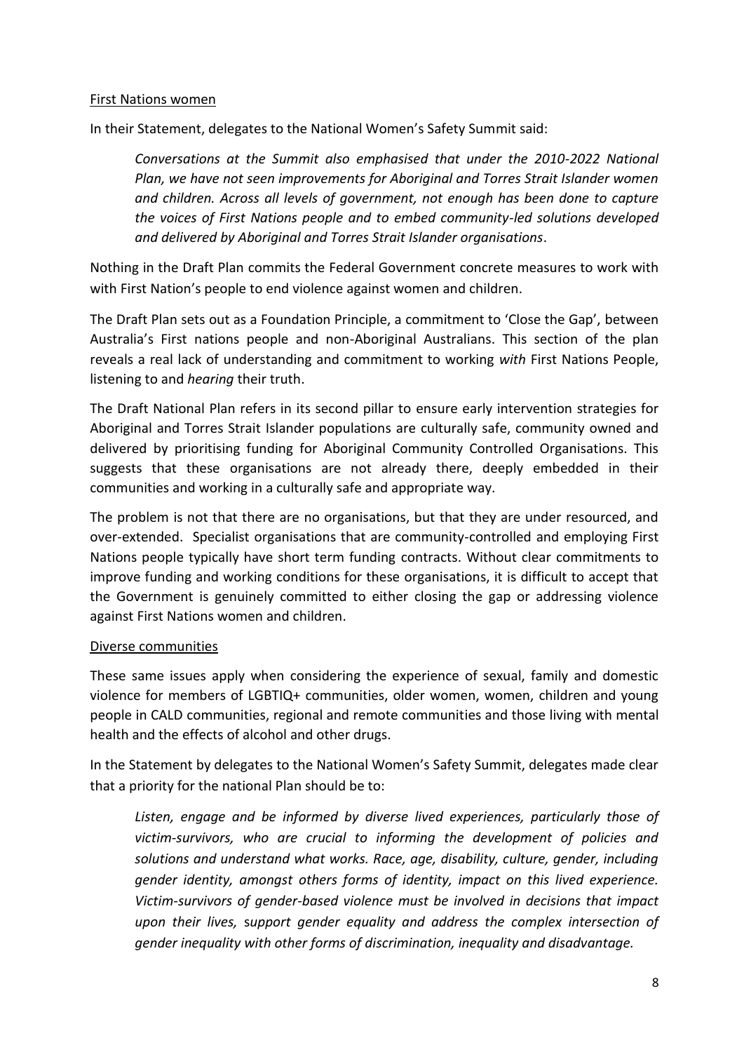First Nations women

In their Statement, delegates to the National Women's Safety Summit said:

> *Conversations at the Summit also emphasised that under the 2010-2022 National Plan, we have not seen improvements for Aboriginal and Torres Strait Islander women and children. Across all levels of government, not enough has been done to capture the voices of First Nations people and to embed community-led solutions developed and delivered by Aboriginal and Torres Strait Islander organisations*.

Nothing in the Draft Plan commits the Federal Government concrete measures to work with with First Nation's people to end violence against women and children.

The Draft Plan sets out as a Foundation Principle, a commitment to 'Close the Gap', between Australia's First nations people and non-Aboriginal Australians. This section of the plan reveals a real lack of understanding and commitment to working *with* First Nations People, listening to and *hearing* their truth.

The Draft National Plan refers in its second pillar to ensure early intervention strategies for Aboriginal and Torres Strait Islander populations are culturally safe, community owned and delivered by prioritising funding for Aboriginal Community Controlled Organisations. This suggests that these organisations are not already there, deeply embedded in their communities and working in a culturally safe and appropriate way.

The problem is not that there are no organisations, but that they are under resourced, and over-extended. Specialist organisations that are community-controlled and employing First Nations people typically have short term funding contracts. Without clear commitments to improve funding and working conditions for these organisations, it is difficult to accept that the Government is genuinely committed to either closing the gap or addressing violence against First Nations women and children.

Diverse communities

These same issues apply when considering the experience of sexual, family and domestic violence for members of LGBTIQ+ communities, older women, women, children and young people in CALD communities, regional and remote communities and those living with mental health and the effects of alcohol and other drugs.

In the Statement by delegates to the National Women's Safety Summit, delegates made clear that a priority for the national Plan should be to:

> *Listen, engage and be informed by diverse lived experiences, particularly those of victim-survivors, who are crucial to informing the development of policies and solutions and understand what works. Race, age, disability, culture, gender, including gender identity, amongst others forms of identity, impact on this lived experience. Victim-survivors of gender-based violence must be involved in decisions that impact upon their lives, support gender equality and address the complex intersection of gender inequality with other forms of discrimination, inequality and disadvantage.*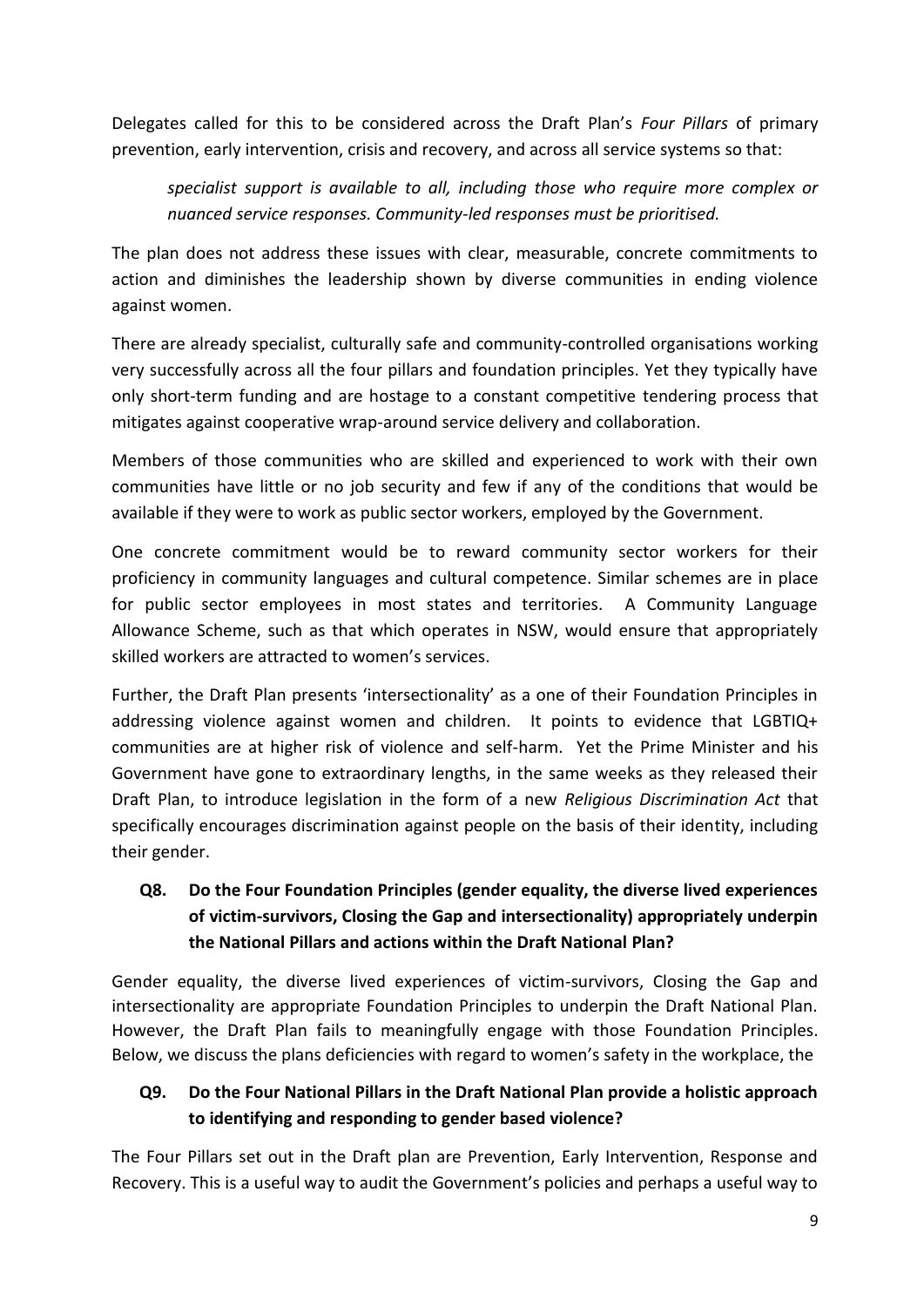Delegates called for this to be considered across the Draft Plan's *Four Pillars* of primary prevention, early intervention, crisis and recovery, and across all service systems so that:

> *specialist support is available to all, including those who require more complex or nuanced service responses. Community-led responses must be prioritised.*

The plan does not address these issues with clear, measurable, concrete commitments to action and diminishes the leadership shown by diverse communities in ending violence against women.

There are already specialist, culturally safe and community-controlled organisations working very successfully across all the four pillars and foundation principles. Yet they typically have only short-term funding and are hostage to a constant competitive tendering process that mitigates against cooperative wrap-around service delivery and collaboration.

Members of those communities who are skilled and experienced to work with their own communities have little or no job security and few if any of the conditions that would be available if they were to work as public sector workers, employed by the Government.

One concrete commitment would be to reward community sector workers for their proficiency in community languages and cultural competence. Similar schemes are in place for public sector employees in most states and territories. A Community Language Allowance Scheme, such as that which operates in NSW, would ensure that appropriately skilled workers are attracted to women's services.

Further, the Draft Plan presents 'intersectionality' as a one of their Foundation Principles in addressing violence against women and children. It points to evidence that LGBTIQ+ communities are at higher risk of violence and self-harm. Yet the Prime Minister and his Government have gone to extraordinary lengths, in the same weeks as they released their Draft Plan, to introduce legislation in the form of a new *Religious Discrimination Act* that specifically encourages discrimination against people on the basis of their identity, including their gender.

### Q8. Do the Four Foundation Principles (gender equality, the diverse lived experiences of victim-survivors, Closing the Gap and intersectionality) appropriately underpin the National Pillars and actions within the Draft National Plan?

Gender equality, the diverse lived experiences of victim-survivors, Closing the Gap and intersectionality are appropriate Foundation Principles to underpin the Draft National Plan. However, the Draft Plan fails to meaningfully engage with those Foundation Principles. Below, we discuss the plans deficiencies with regard to women's safety in the workplace, the

### Q9. Do the Four National Pillars in the Draft National Plan provide a holistic approach to identifying and responding to gender based violence?

The Four Pillars set out in the Draft plan are Prevention, Early Intervention, Response and Recovery. This is a useful way to audit the Government's policies and perhaps a useful way to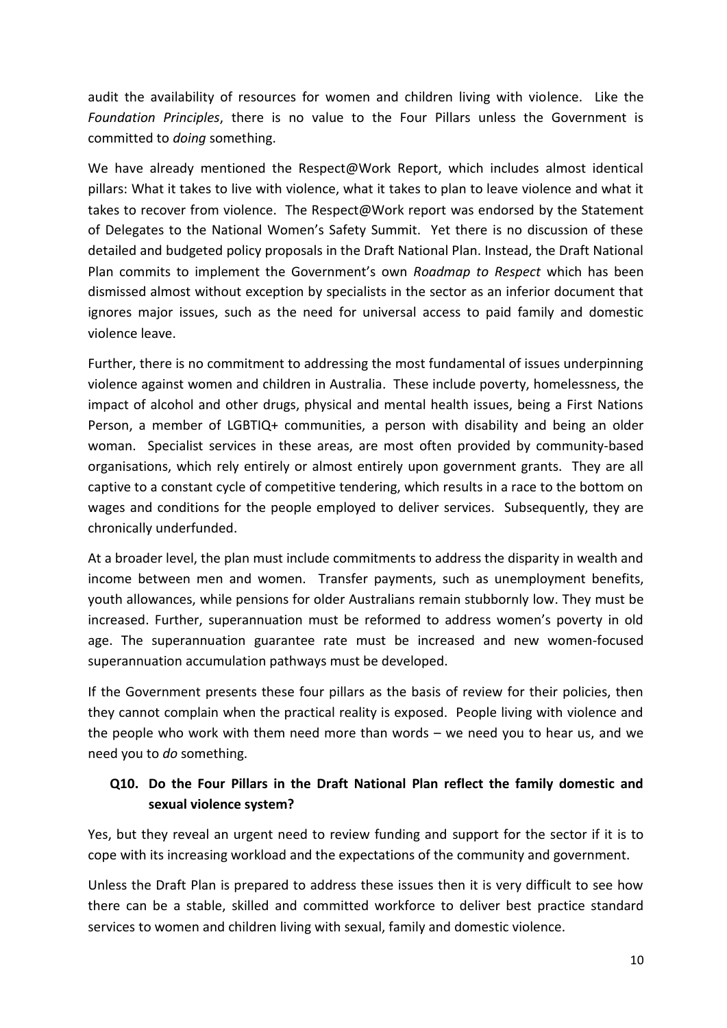audit the availability of resources for women and children living with violence. Like the *Foundation Principles*, there is no value to the Four Pillars unless the Government is committed to *doing* something.

We have already mentioned the Respect@Work Report, which includes almost identical pillars: What it takes to live with violence, what it takes to plan to leave violence and what it takes to recover from violence. The Respect@Work report was endorsed by the Statement of Delegates to the National Women's Safety Summit. Yet there is no discussion of these detailed and budgeted policy proposals in the Draft National Plan. Instead, the Draft National Plan commits to implement the Government's own *Roadmap to Respect* which has been dismissed almost without exception by specialists in the sector as an inferior document that ignores major issues, such as the need for universal access to paid family and domestic violence leave.

Further, there is no commitment to addressing the most fundamental of issues underpinning violence against women and children in Australia. These include poverty, homelessness, the impact of alcohol and other drugs, physical and mental health issues, being a First Nations Person, a member of LGBTIQ+ communities, a person with disability and being an older woman. Specialist services in these areas, are most often provided by community-based organisations, which rely entirely or almost entirely upon government grants. They are all captive to a constant cycle of competitive tendering, which results in a race to the bottom on wages and conditions for the people employed to deliver services. Subsequently, they are chronically underfunded.

At a broader level, the plan must include commitments to address the disparity in wealth and income between men and women. Transfer payments, such as unemployment benefits, youth allowances, while pensions for older Australians remain stubbornly low. They must be increased. Further, superannuation must be reformed to address women's poverty in old age. The superannuation guarantee rate must be increased and new women-focused superannuation accumulation pathways must be developed.

If the Government presents these four pillars as the basis of review for their policies, then they cannot complain when the practical reality is exposed. People living with violence and the people who work with them need more than words – we need you to hear us, and we need you to *do* something.

### Q10. Do the Four Pillars in the Draft National Plan reflect the family domestic and sexual violence system?

Yes, but they reveal an urgent need to review funding and support for the sector if it is to cope with its increasing workload and the expectations of the community and government.

Unless the Draft Plan is prepared to address these issues then it is very difficult to see how there can be a stable, skilled and committed workforce to deliver best practice standard services to women and children living with sexual, family and domestic violence.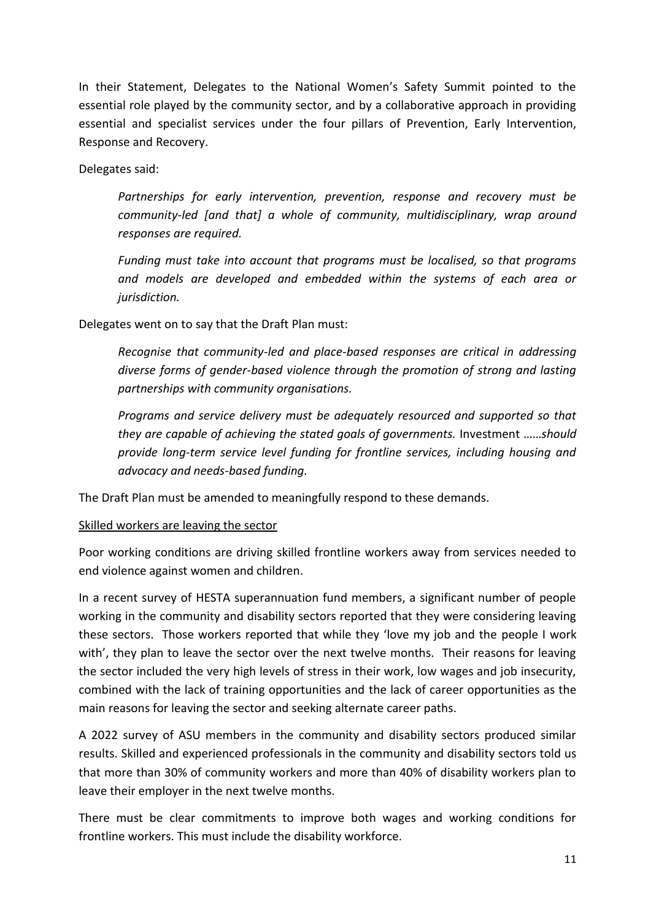In their Statement, Delegates to the National Women's Safety Summit pointed to the essential role played by the community sector, and by a collaborative approach in providing essential and specialist services under the four pillars of Prevention, Early Intervention, Response and Recovery.

Delegates said:

> *Partnerships for early intervention, prevention, response and recovery must be community-led [and that] a whole of community, multidisciplinary, wrap around responses are required.*
>
> *Funding must take into account that programs must be localised, so that programs and models are developed and embedded within the systems of each area or jurisdiction.*

Delegates went on to say that the Draft Plan must:

> *Recognise that community-led and place-based responses are critical in addressing diverse forms of gender-based violence through the promotion of strong and lasting partnerships with community organisations.*
>
> *Programs and service delivery must be adequately resourced and supported so that they are capable of achieving the stated goals of governments.* Investment ……*should provide long-term service level funding for frontline services, including housing and advocacy and needs-based funding.*

The Draft Plan must be amended to meaningfully respond to these demands.

<u>Skilled workers are leaving the sector</u>

Poor working conditions are driving skilled frontline workers away from services needed to end violence against women and children.

In a recent survey of HESTA superannuation fund members, a significant number of people working in the community and disability sectors reported that they were considering leaving these sectors. Those workers reported that while they 'love my job and the people I work with', they plan to leave the sector over the next twelve months. Their reasons for leaving the sector included the very high levels of stress in their work, low wages and job insecurity, combined with the lack of training opportunities and the lack of career opportunities as the main reasons for leaving the sector and seeking alternate career paths.

A 2022 survey of ASU members in the community and disability sectors produced similar results. Skilled and experienced professionals in the community and disability sectors told us that more than 30% of community workers and more than 40% of disability workers plan to leave their employer in the next twelve months.

There must be clear commitments to improve both wages and working conditions for frontline workers. This must include the disability workforce.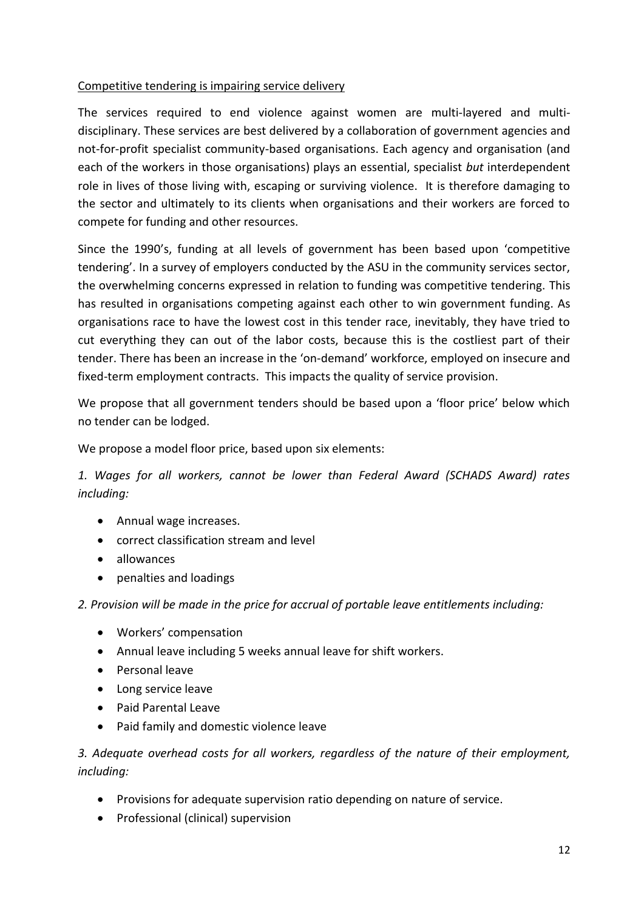## Competitive tendering is impairing service delivery

The services required to end violence against women are multi-layered and multi-disciplinary. These services are best delivered by a collaboration of government agencies and not-for-profit specialist community-based organisations. Each agency and organisation (and each of the workers in those organisations) plays an essential, specialist *but* interdependent role in lives of those living with, escaping or surviving violence. It is therefore damaging to the sector and ultimately to its clients when organisations and their workers are forced to compete for funding and other resources.

Since the 1990's, funding at all levels of government has been based upon 'competitive tendering'. In a survey of employers conducted by the ASU in the community services sector, the overwhelming concerns expressed in relation to funding was competitive tendering. This has resulted in organisations competing against each other to win government funding. As organisations race to have the lowest cost in this tender race, inevitably, they have tried to cut everything they can out of the labor costs, because this is the costliest part of their tender. There has been an increase in the 'on-demand' workforce, employed on insecure and fixed-term employment contracts. This impacts the quality of service provision.

We propose that all government tenders should be based upon a 'floor price' below which no tender can be lodged.

We propose a model floor price, based upon six elements:

*1. Wages for all workers, cannot be lower than Federal Award (SCHADS Award) rates including:*

- Annual wage increases.
- correct classification stream and level
- allowances
- penalties and loadings

*2. Provision will be made in the price for accrual of portable leave entitlements including:*

- Workers' compensation
- Annual leave including 5 weeks annual leave for shift workers.
- Personal leave
- Long service leave
- Paid Parental Leave
- Paid family and domestic violence leave

*3. Adequate overhead costs for all workers, regardless of the nature of their employment, including:*

- Provisions for adequate supervision ratio depending on nature of service.
- Professional (clinical) supervision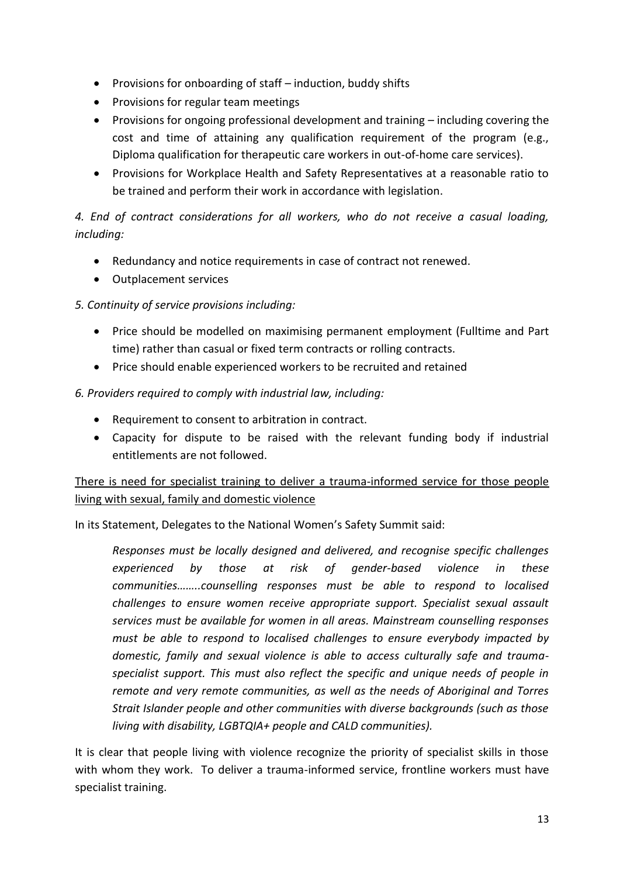- Provisions for onboarding of staff – induction, buddy shifts
- Provisions for regular team meetings
- Provisions for ongoing professional development and training – including covering the cost and time of attaining any qualification requirement of the program (e.g., Diploma qualification for therapeutic care workers in out-of-home care services).
- Provisions for Workplace Health and Safety Representatives at a reasonable ratio to be trained and perform their work in accordance with legislation.

*4. End of contract considerations for all workers, who do not receive a casual loading, including:*

- Redundancy and notice requirements in case of contract not renewed.
- Outplacement services

*5. Continuity of service provisions including:*

- Price should be modelled on maximising permanent employment (Fulltime and Part time) rather than casual or fixed term contracts or rolling contracts.
- Price should enable experienced workers to be recruited and retained

*6. Providers required to comply with industrial law, including:*

- Requirement to consent to arbitration in contract.
- Capacity for dispute to be raised with the relevant funding body if industrial entitlements are not followed.

<u>There is need for specialist training to deliver a trauma-informed service for those people living with sexual, family and domestic violence</u>

In its Statement, Delegates to the National Women's Safety Summit said:

> *Responses must be locally designed and delivered, and recognise specific challenges experienced by those at risk of gender-based violence in these communities……..counselling responses must be able to respond to localised challenges to ensure women receive appropriate support. Specialist sexual assault services must be available for women in all areas. Mainstream counselling responses must be able to respond to localised challenges to ensure everybody impacted by domestic, family and sexual violence is able to access culturally safe and trauma-specialist support. This must also reflect the specific and unique needs of people in remote and very remote communities, as well as the needs of Aboriginal and Torres Strait Islander people and other communities with diverse backgrounds (such as those living with disability, LGBTQIA+ people and CALD communities).*

It is clear that people living with violence recognize the priority of specialist skills in those with whom they work. To deliver a trauma-informed service, frontline workers must have specialist training.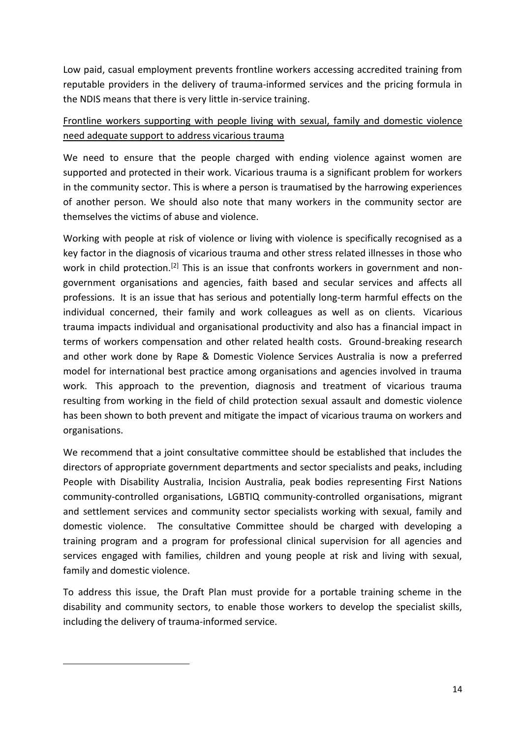Low paid, casual employment prevents frontline workers accessing accredited training from reputable providers in the delivery of trauma-informed services and the pricing formula in the NDIS means that there is very little in-service training.

<u>Frontline workers supporting with people living with sexual, family and domestic violence need adequate support to address vicarious trauma</u>

We need to ensure that the people charged with ending violence against women are supported and protected in their work. Vicarious trauma is a significant problem for workers in the community sector. This is where a person is traumatised by the harrowing experiences of another person. We should also note that many workers in the community sector are themselves the victims of abuse and violence.

Working with people at risk of violence or living with violence is specifically recognised as a key factor in the diagnosis of vicarious trauma and other stress related illnesses in those who work in child protection.[2] This is an issue that confronts workers in government and non-government organisations and agencies, faith based and secular services and affects all professions. It is an issue that has serious and potentially long-term harmful effects on the individual concerned, their family and work colleagues as well as on clients. Vicarious trauma impacts individual and organisational productivity and also has a financial impact in terms of workers compensation and other related health costs. Ground-breaking research and other work done by Rape & Domestic Violence Services Australia is now a preferred model for international best practice among organisations and agencies involved in trauma work. This approach to the prevention, diagnosis and treatment of vicarious trauma resulting from working in the field of child protection sexual assault and domestic violence has been shown to both prevent and mitigate the impact of vicarious trauma on workers and organisations.

We recommend that a joint consultative committee should be established that includes the directors of appropriate government departments and sector specialists and peaks, including People with Disability Australia, Incision Australia, peak bodies representing First Nations community-controlled organisations, LGBTIQ community-controlled organisations, migrant and settlement services and community sector specialists working with sexual, family and domestic violence. The consultative Committee should be charged with developing a training program and a program for professional clinical supervision for all agencies and services engaged with families, children and young people at risk and living with sexual, family and domestic violence.

To address this issue, the Draft Plan must provide for a portable training scheme in the disability and community sectors, to enable those workers to develop the specialist skills, including the delivery of trauma-informed service.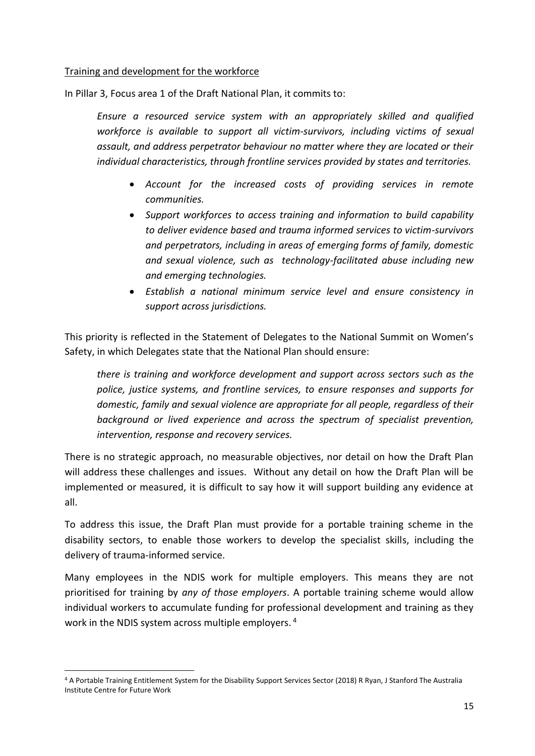Training and development for the workforce

In Pillar 3, Focus area 1 of the Draft National Plan, it commits to:

> *Ensure a resourced service system with an appropriately skilled and qualified workforce is available to support all victim-survivors, including victims of sexual assault, and address perpetrator behaviour no matter where they are located or their individual characteristics, through frontline services provided by states and territories.*
>
> - *Account for the increased costs of providing services in remote communities.*
> - *Support workforces to access training and information to build capability to deliver evidence based and trauma informed services to victim-survivors and perpetrators, including in areas of emerging forms of family, domestic and sexual violence, such as technology-facilitated abuse including new and emerging technologies.*
> - *Establish a national minimum service level and ensure consistency in support across jurisdictions.*

This priority is reflected in the Statement of Delegates to the National Summit on Women's Safety, in which Delegates state that the National Plan should ensure:

> *there is training and workforce development and support across sectors such as the police, justice systems, and frontline services, to ensure responses and supports for domestic, family and sexual violence are appropriate for all people, regardless of their background or lived experience and across the spectrum of specialist prevention, intervention, response and recovery services.*

There is no strategic approach, no measurable objectives, nor detail on how the Draft Plan will address these challenges and issues. Without any detail on how the Draft Plan will be implemented or measured, it is difficult to say how it will support building any evidence at all.

To address this issue, the Draft Plan must provide for a portable training scheme in the disability sectors, to enable those workers to develop the specialist skills, including the delivery of trauma-informed service.

Many employees in the NDIS work for multiple employers. This means they are not prioritised for training by *any of those employers*. A portable training scheme would allow individual workers to accumulate funding for professional development and training as they work in the NDIS system across multiple employers. [4]

---

[4] A Portable Training Entitlement System for the Disability Support Services Sector (2018) R Ryan, J Stanford The Australia Institute Centre for Future Work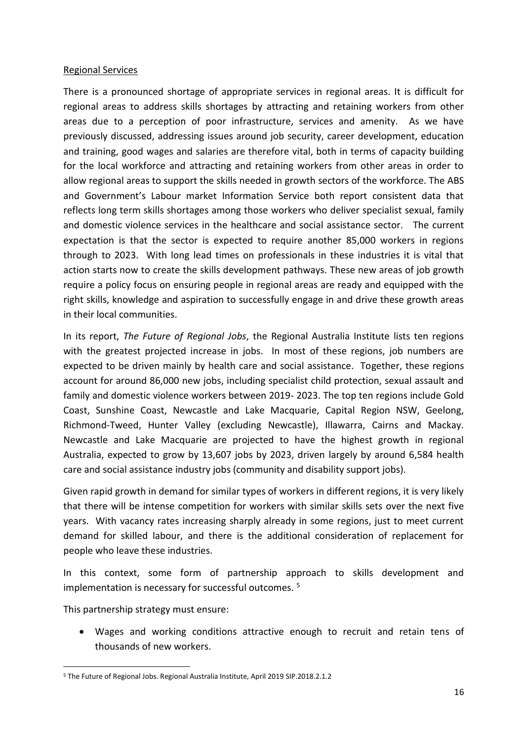Regional Services

There is a pronounced shortage of appropriate services in regional areas. It is difficult for regional areas to address skills shortages by attracting and retaining workers from other areas due to a perception of poor infrastructure, services and amenity. As we have previously discussed, addressing issues around job security, career development, education and training, good wages and salaries are therefore vital, both in terms of capacity building for the local workforce and attracting and retaining workers from other areas in order to allow regional areas to support the skills needed in growth sectors of the workforce. The ABS and Government's Labour market Information Service both report consistent data that reflects long term skills shortages among those workers who deliver specialist sexual, family and domestic violence services in the healthcare and social assistance sector. The current expectation is that the sector is expected to require another 85,000 workers in regions through to 2023. With long lead times on professionals in these industries it is vital that action starts now to create the skills development pathways. These new areas of job growth require a policy focus on ensuring people in regional areas are ready and equipped with the right skills, knowledge and aspiration to successfully engage in and drive these growth areas in their local communities.

In its report, *The Future of Regional Jobs*, the Regional Australia Institute lists ten regions with the greatest projected increase in jobs. In most of these regions, job numbers are expected to be driven mainly by health care and social assistance. Together, these regions account for around 86,000 new jobs, including specialist child protection, sexual assault and family and domestic violence workers between 2019- 2023. The top ten regions include Gold Coast, Sunshine Coast, Newcastle and Lake Macquarie, Capital Region NSW, Geelong, Richmond-Tweed, Hunter Valley (excluding Newcastle), Illawarra, Cairns and Mackay. Newcastle and Lake Macquarie are projected to have the highest growth in regional Australia, expected to grow by 13,607 jobs by 2023, driven largely by around 6,584 health care and social assistance industry jobs (community and disability support jobs).

Given rapid growth in demand for similar types of workers in different regions, it is very likely that there will be intense competition for workers with similar skills sets over the next five years. With vacancy rates increasing sharply already in some regions, just to meet current demand for skilled labour, and there is the additional consideration of replacement for people who leave these industries.

In this context, some form of partnership approach to skills development and implementation is necessary for successful outcomes. [5]

This partnership strategy must ensure:

- Wages and working conditions attractive enough to recruit and retain tens of thousands of new workers.

[5] The Future of Regional Jobs. Regional Australia Institute, April 2019 SIP.2018.2.1.2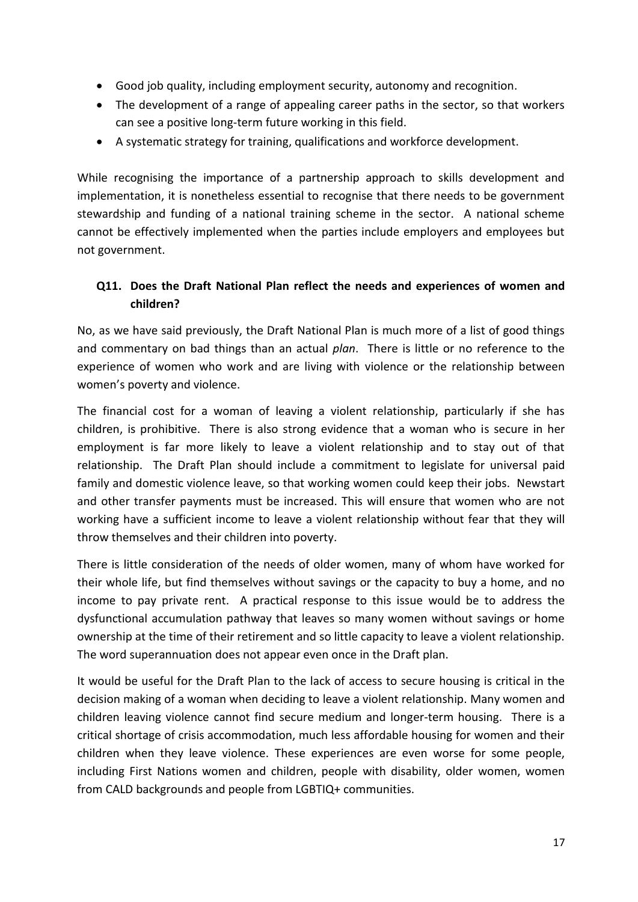- Good job quality, including employment security, autonomy and recognition.
- The development of a range of appealing career paths in the sector, so that workers can see a positive long-term future working in this field.
- A systematic strategy for training, qualifications and workforce development.

While recognising the importance of a partnership approach to skills development and implementation, it is nonetheless essential to recognise that there needs to be government stewardship and funding of a national training scheme in the sector. A national scheme cannot be effectively implemented when the parties include employers and employees but not government.

### Q11. Does the Draft National Plan reflect the needs and experiences of women and children?

No, as we have said previously, the Draft National Plan is much more of a list of good things and commentary on bad things than an actual *plan*. There is little or no reference to the experience of women who work and are living with violence or the relationship between women's poverty and violence.

The financial cost for a woman of leaving a violent relationship, particularly if she has children, is prohibitive. There is also strong evidence that a woman who is secure in her employment is far more likely to leave a violent relationship and to stay out of that relationship. The Draft Plan should include a commitment to legislate for universal paid family and domestic violence leave, so that working women could keep their jobs. Newstart and other transfer payments must be increased. This will ensure that women who are not working have a sufficient income to leave a violent relationship without fear that they will throw themselves and their children into poverty.

There is little consideration of the needs of older women, many of whom have worked for their whole life, but find themselves without savings or the capacity to buy a home, and no income to pay private rent. A practical response to this issue would be to address the dysfunctional accumulation pathway that leaves so many women without savings or home ownership at the time of their retirement and so little capacity to leave a violent relationship. The word superannuation does not appear even once in the Draft plan.

It would be useful for the Draft Plan to the lack of access to secure housing is critical in the decision making of a woman when deciding to leave a violent relationship. Many women and children leaving violence cannot find secure medium and longer-term housing. There is a critical shortage of crisis accommodation, much less affordable housing for women and their children when they leave violence. These experiences are even worse for some people, including First Nations women and children, people with disability, older women, women from CALD backgrounds and people from LGBTIQ+ communities.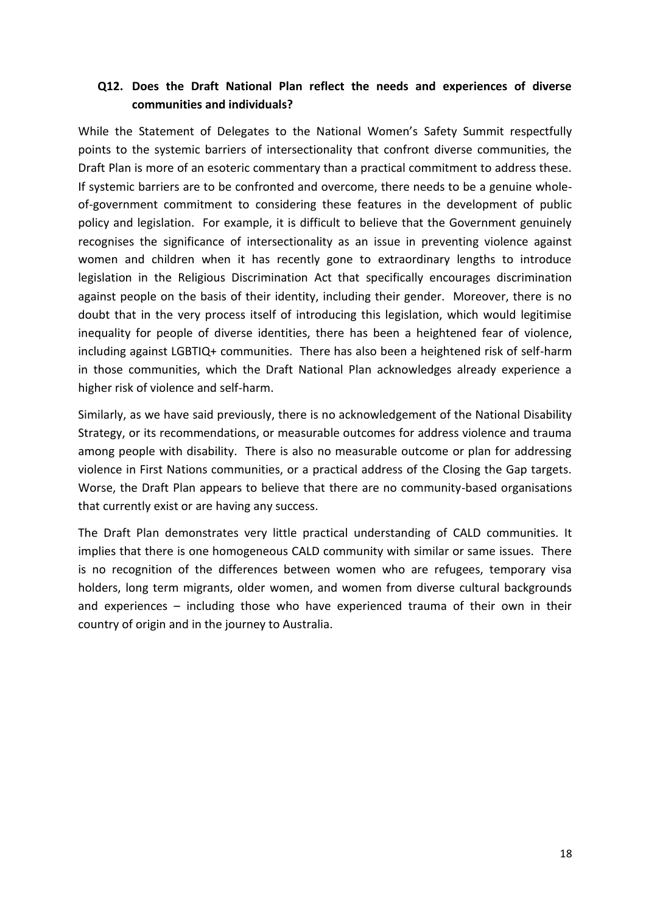### Q12. Does the Draft National Plan reflect the needs and experiences of diverse communities and individuals?

While the Statement of Delegates to the National Women's Safety Summit respectfully points to the systemic barriers of intersectionality that confront diverse communities, the Draft Plan is more of an esoteric commentary than a practical commitment to address these. If systemic barriers are to be confronted and overcome, there needs to be a genuine whole-of-government commitment to considering these features in the development of public policy and legislation. For example, it is difficult to believe that the Government genuinely recognises the significance of intersectionality as an issue in preventing violence against women and children when it has recently gone to extraordinary lengths to introduce legislation in the Religious Discrimination Act that specifically encourages discrimination against people on the basis of their identity, including their gender. Moreover, there is no doubt that in the very process itself of introducing this legislation, which would legitimise inequality for people of diverse identities, there has been a heightened fear of violence, including against LGBTIQ+ communities. There has also been a heightened risk of self-harm in those communities, which the Draft National Plan acknowledges already experience a higher risk of violence and self-harm.

Similarly, as we have said previously, there is no acknowledgement of the National Disability Strategy, or its recommendations, or measurable outcomes for address violence and trauma among people with disability. There is also no measurable outcome or plan for addressing violence in First Nations communities, or a practical address of the Closing the Gap targets. Worse, the Draft Plan appears to believe that there are no community-based organisations that currently exist or are having any success.

The Draft Plan demonstrates very little practical understanding of CALD communities. It implies that there is one homogeneous CALD community with similar or same issues. There is no recognition of the differences between women who are refugees, temporary visa holders, long term migrants, older women, and women from diverse cultural backgrounds and experiences – including those who have experienced trauma of their own in their country of origin and in the journey to Australia.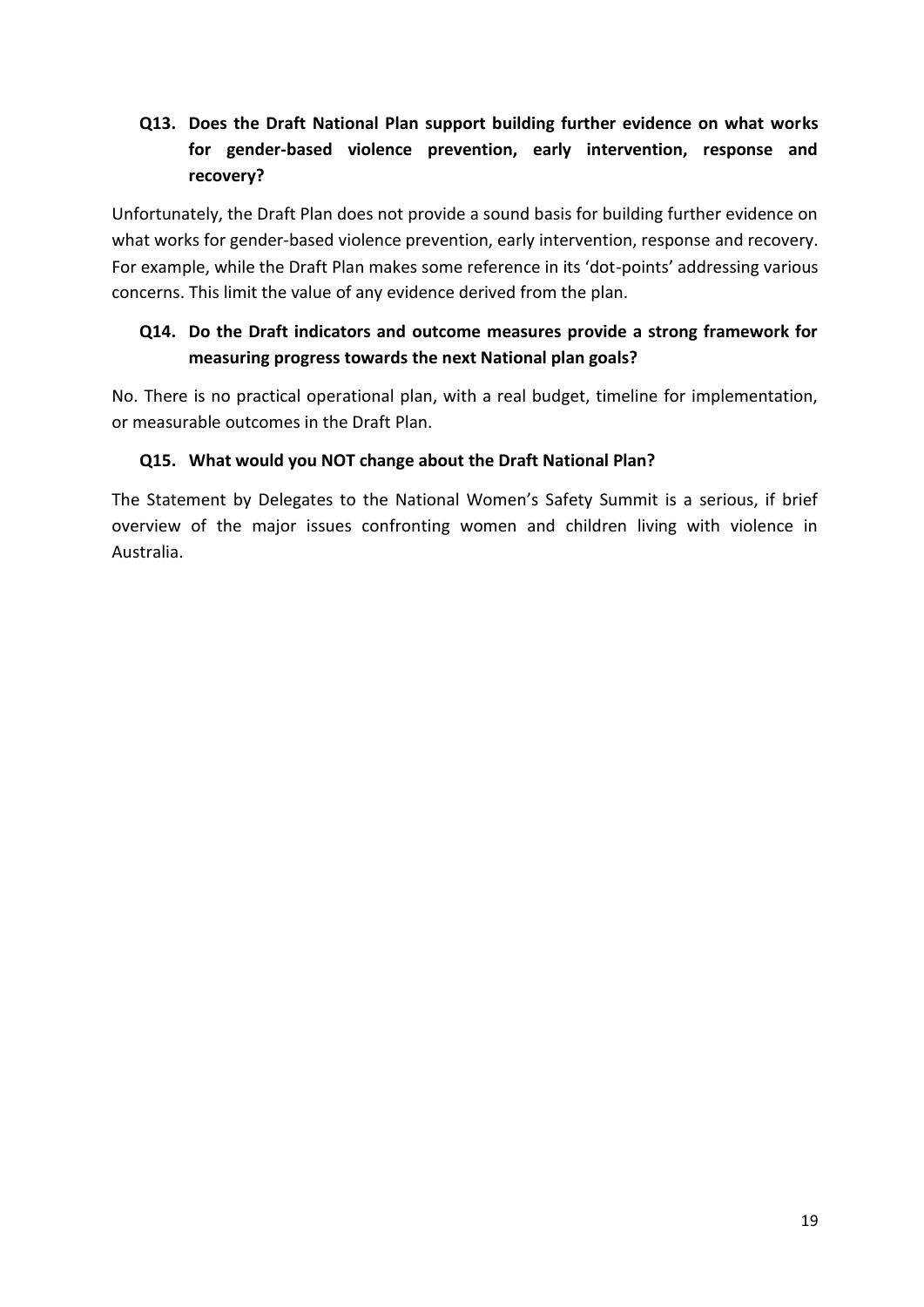### Q13. Does the Draft National Plan support building further evidence on what works for gender-based violence prevention, early intervention, response and recovery?

Unfortunately, the Draft Plan does not provide a sound basis for building further evidence on what works for gender-based violence prevention, early intervention, response and recovery. For example, while the Draft Plan makes some reference in its 'dot-points' addressing various concerns. This limit the value of any evidence derived from the plan.

### Q14. Do the Draft indicators and outcome measures provide a strong framework for measuring progress towards the next National plan goals?

No. There is no practical operational plan, with a real budget, timeline for implementation, or measurable outcomes in the Draft Plan.

### Q15. What would you NOT change about the Draft National Plan?

The Statement by Delegates to the National Women's Safety Summit is a serious, if brief overview of the major issues confronting women and children living with violence in Australia.